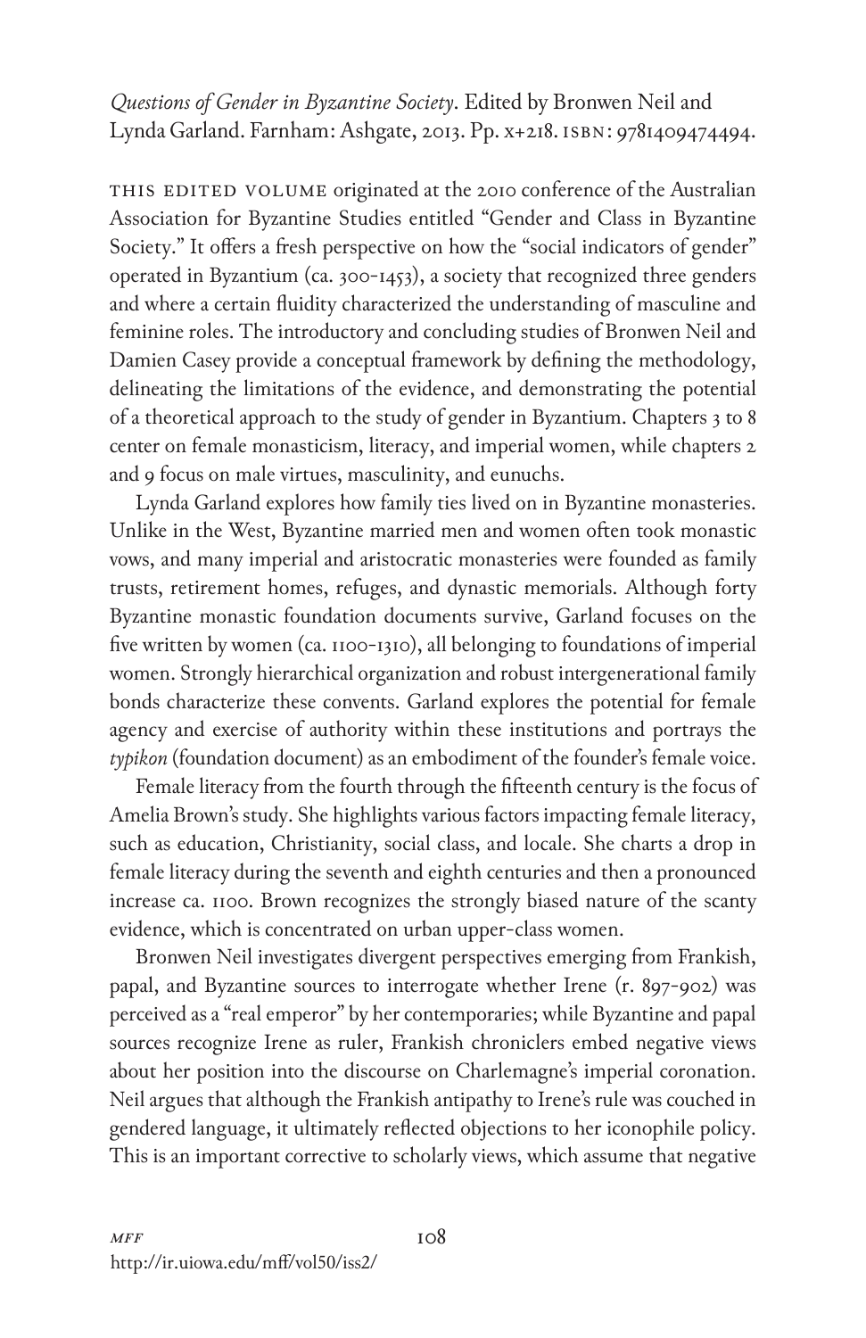*Questions of Gender in Byzantine Society*. Edited by Bronwen Neil and Lynda Garland. Farnham: Ashgate, 2013. Pp. x+218. ISBN: 9781409474494.

THIS EDITED VOLUME originated at the 2010 conference of the Australian Association for Byzantine Studies entitled "Gender and Class in Byzantine Society." It offers a fresh perspective on how the "social indicators of gender" operated in Byzantium (ca. 300-1453), a society that recognized three genders and where a certain fluidity characterized the understanding of masculine and feminine roles. The introductory and concluding studies of Bronwen Neil and Damien Casey provide a conceptual framework by defining the methodology, delineating the limitations of the evidence, and demonstrating the potential of a theoretical approach to the study of gender in Byzantium. Chapters 3 to 8 center on female monasticism, literacy, and imperial women, while chapters 2 and 9 focus on male virtues, masculinity, and eunuchs.

Lynda Garland explores how family ties lived on in Byzantine monasteries. Unlike in the West, Byzantine married men and women often took monastic vows, and many imperial and aristocratic monasteries were founded as family trusts, retirement homes, refuges, and dynastic memorials. Although forty Byzantine monastic foundation documents survive, Garland focuses on the five written by women (ca. 1100-1310), all belonging to foundations of imperial women. Strongly hierarchical organization and robust intergenerational family bonds characterize these convents. Garland explores the potential for female agency and exercise of authority within these institutions and portrays the *typikon* (foundation document) as an embodiment of the founder's female voice.

Female literacy from the fourth through the fifteenth century is the focus of Amelia Brown's study. She highlights various factors impacting female literacy, such as education, Christianity, social class, and locale. She charts a drop in female literacy during the seventh and eighth centuries and then a pronounced increase ca. 1100. Brown recognizes the strongly biased nature of the scanty evidence, which is concentrated on urban upper-class women.

Bronwen Neil investigates divergent perspectives emerging from Frankish, papal, and Byzantine sources to interrogate whether Irene (r. 897-902) was perceived as a "real emperor" by her contemporaries; while Byzantine and papal sources recognize Irene as ruler, Frankish chroniclers embed negative views about her position into the discourse on Charlemagne's imperial coronation. Neil argues that although the Frankish antipathy to Irene's rule was couched in gendered language, it ultimately reflected objections to her iconophile policy. This is an important corrective to scholarly views, which assume that negative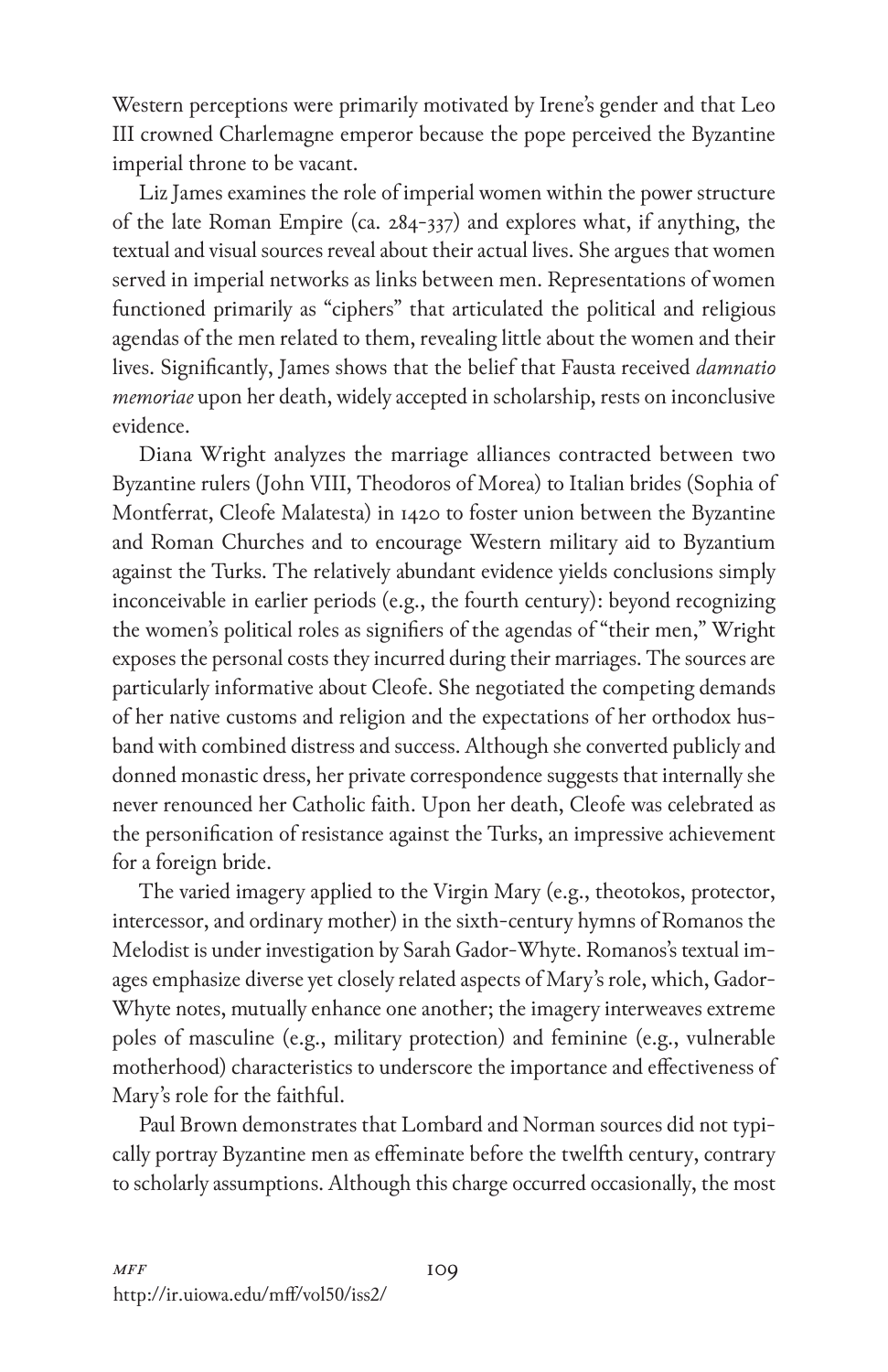Western perceptions were primarily motivated by Irene's gender and that Leo III crowned Charlemagne emperor because the pope perceived the Byzantine imperial throne to be vacant.

Liz James examines the role of imperial women within the power structure of the late Roman Empire (ca. 284-337) and explores what, if anything, the textual and visual sources reveal about their actual lives. She argues that women served in imperial networks as links between men. Representations of women functioned primarily as "ciphers" that articulated the political and religious agendas of the men related to them, revealing little about the women and their lives. Significantly, James shows that the belief that Fausta received *damnatio memoriae* upon her death, widely accepted in scholarship, rests on inconclusive evidence.

Diana Wright analyzes the marriage alliances contracted between two Byzantine rulers (John VIII, Theodoros of Morea) to Italian brides (Sophia of Montferrat, Cleofe Malatesta) in 1420 to foster union between the Byzantine and Roman Churches and to encourage Western military aid to Byzantium against the Turks. The relatively abundant evidence yields conclusions simply inconceivable in earlier periods (e.g., the fourth century): beyond recognizing the women's political roles as signifiers of the agendas of "their men," Wright exposes the personal costs they incurred during their marriages. The sources are particularly informative about Cleofe. She negotiated the competing demands of her native customs and religion and the expectations of her orthodox husband with combined distress and success. Although she converted publicly and donned monastic dress, her private correspondence suggests that internally she never renounced her Catholic faith. Upon her death, Cleofe was celebrated as the personification of resistance against the Turks, an impressive achievement for a foreign bride.

The varied imagery applied to the Virgin Mary (e.g., theotokos, protector, intercessor, and ordinary mother) in the sixth-century hymns of Romanos the Melodist is under investigation by Sarah Gador-Whyte. Romanos's textual images emphasize diverse yet closely related aspects of Mary's role, which, Gador-Whyte notes, mutually enhance one another; the imagery interweaves extreme poles of masculine (e.g., military protection) and feminine (e.g., vulnerable motherhood) characteristics to underscore the importance and effectiveness of Mary's role for the faithful.

Paul Brown demonstrates that Lombard and Norman sources did not typically portray Byzantine men as effeminate before the twelfth century, contrary to scholarly assumptions. Although this charge occurred occasionally, the most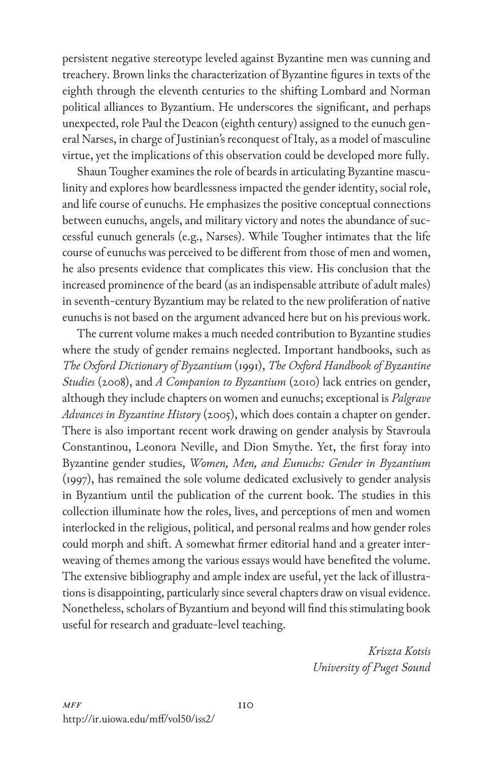persistent negative stereotype leveled against Byzantine men was cunning and treachery. Brown links the characterization of Byzantine figures in texts of the eighth through the eleventh centuries to the shifting Lombard and Norman political alliances to Byzantium. He underscores the significant, and perhaps unexpected, role Paul the Deacon (eighth century) assigned to the eunuch general Narses, in charge of Justinian's reconquest of Italy, as a model of masculine virtue, yet the implications of this observation could be developed more fully.

Shaun Tougher examines the role of beards in articulating Byzantine masculinity and explores how beardlessness impacted the gender identity, social role, and life course of eunuchs. He emphasizes the positive conceptual connections between eunuchs, angels, and military victory and notes the abundance of successful eunuch generals (e.g., Narses). While Tougher intimates that the life course of eunuchs was perceived to be different from those of men and women, he also presents evidence that complicates this view. His conclusion that the increased prominence of the beard (as an indispensable attribute of adult males) in seventh-century Byzantium may be related to the new proliferation of native eunuchs is not based on the argument advanced here but on his previous work.

The current volume makes a much needed contribution to Byzantine studies where the study of gender remains neglected. Important handbooks, such as *The Oxford Dictionary of Byzantium* (1991), *The Oxford Handbook of Byzantine Studies* (2008), and *A Companion to Byzantium* (2010) lack entries on gender, although they include chapters on women and eunuchs; exceptional is *Palgrave Advances in Byzantine History* (2005), which does contain a chapter on gender. There is also important recent work drawing on gender analysis by Stavroula Constantinou, Leonora Neville, and Dion Smythe. Yet, the first foray into Byzantine gender studies, *Women, Men, and Eunuchs: Gender in Byzantium* (1997), has remained the sole volume dedicated exclusively to gender analysis in Byzantium until the publication of the current book. The studies in this collection illuminate how the roles, lives, and perceptions of men and women interlocked in the religious, political, and personal realms and how gender roles could morph and shift. A somewhat firmer editorial hand and a greater interweaving of themes among the various essays would have benefited the volume. The extensive bibliography and ample index are useful, yet the lack of illustrations is disappointing, particularly since several chapters draw on visual evidence. Nonetheless, scholars of Byzantium and beyond will find this stimulating book useful for research and graduate-level teaching.

*Kriszta Kotsis*
*University of Puget Sound*